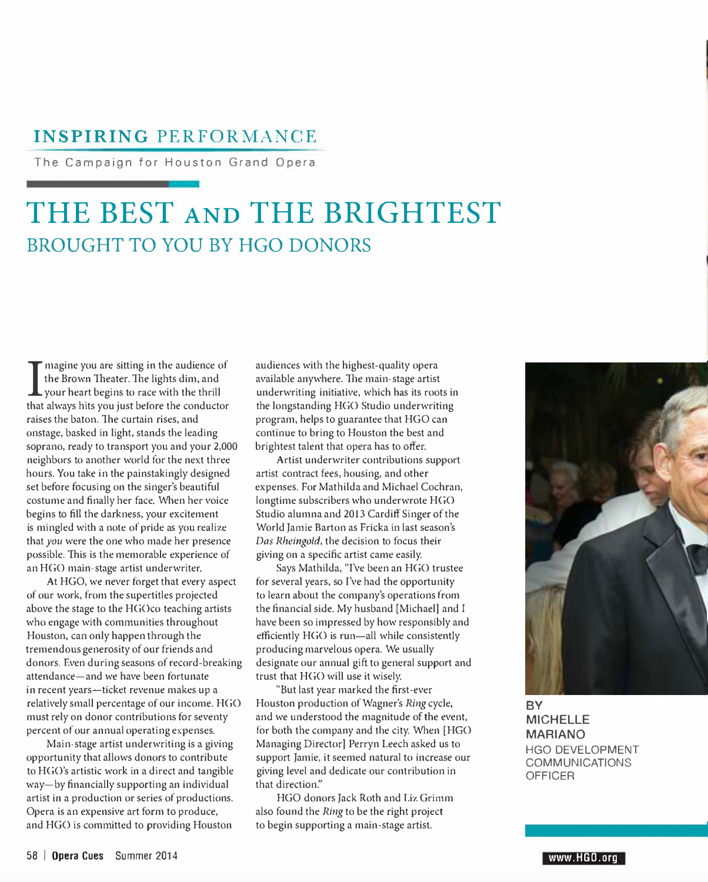## INSPIRING PERFORMANCE

The Campaign for Houston Grand Opera

# THE BEST AND THE BRIGHTEST

## BROUGHT TO YOU BY HGO DONORS

BY MICHELLE MARIANO
HGO DEVELOPMENT COMMUNICATIONS OFFICER

Imagine you are sitting in the audience of the Brown Theater. The lights dim, and your heart begins to race with the thrill that always hits you just before the conductor raises the baton. The curtain rises, and onstage, basked in light, stands the leading soprano, ready to transport you and your 2,000 neighbors to another world for the next three hours. You take in the painstakingly designed set before focusing on the singer's beautiful costume and finally her face. When her voice begins to fill the darkness, your excitement is mingled with a note of pride as you realize that *you* were the one who made her presence possible. This is the memorable experience of an HGO main-stage artist underwriter.

At HGO, we never forget that every aspect of our work, from the supertitles projected above the stage to the HGOco teaching artists who engage with communities throughout Houston, can only happen through the tremendous generosity of our friends and donors. Even during seasons of record-breaking attendance—and we have been fortunate in recent years—ticket revenue makes up a relatively small percentage of our income. HGO must rely on donor contributions for seventy percent of our annual operating expenses.

Main-stage artist underwriting is a giving opportunity that allows donors to contribute to HGO's artistic work in a direct and tangible way—by financially supporting an individual artist in a production or series of productions. Opera is an expensive art form to produce, and HGO is committed to providing Houston audiences with the highest-quality opera available anywhere. The main-stage artist underwriting initiative, which has its roots in the longstanding HGO Studio underwriting program, helps to guarantee that HGO can continue to bring to Houston the best and brightest talent that opera has to offer.

Artist underwriter contributions support artist contract fees, housing, and other expenses. For Mathilda and Michael Cochran, longtime subscribers who underwrote HGO Studio alumna and 2013 Cardiff Singer of the World Jamie Barton as Fricka in last season's *Das Rheingold*, the decision to focus their giving on a specific artist came easily.

Says Mathilda, "I've been an HGO trustee for several years, so I've had the opportunity to learn about the company's operations from the financial side. My husband [Michael] and I have been so impressed by how responsibly and efficiently HGO is run—all while consistently producing marvelous opera. We usually designate our annual gift to general support and trust that HGO will use it wisely.

"But last year marked the first-ever Houston production of Wagner's *Ring* cycle, and we understood the magnitude of the event, for both the company and the city. When [HGO Managing Director] Perryn Leech asked us to support Jamie, it seemed natural to increase our giving level and dedicate our contribution in that direction."

HGO donors Jack Roth and Liz Grimm also found the *Ring* to be the right project to begin supporting a main-stage artist.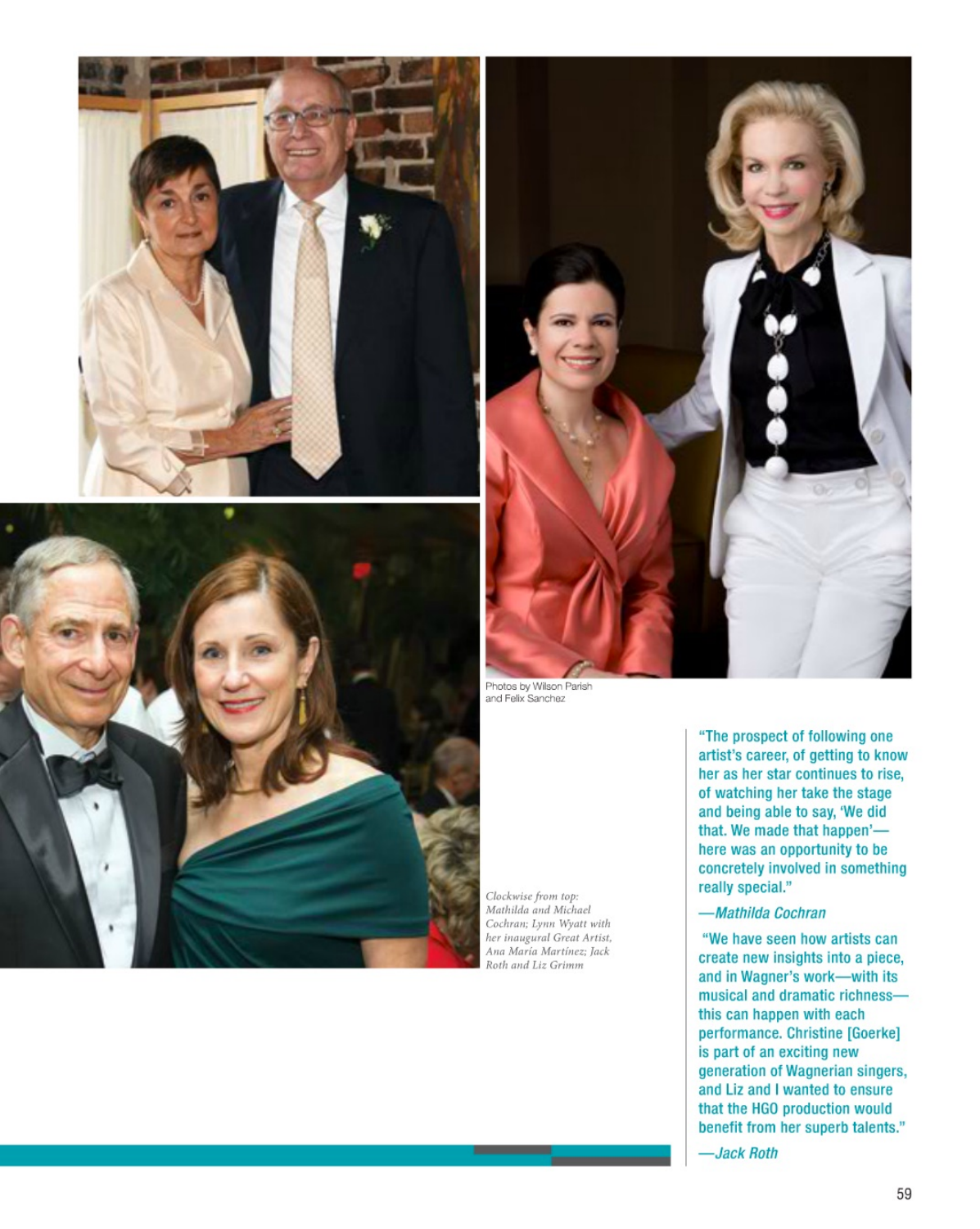Photos by Wilson Parish and Felix Sanchez

*Clockwise from top: Mathilda and Michael Cochran; Lynn Wyatt with her inaugural Great Artist, Ana María Martínez; Jack Roth and Liz Grimm*

**"The prospect of following one artist's career, of getting to know her as her star continues to rise, of watching her take the stage and being able to say, 'We did that. We made that happen'—here was an opportunity to be concretely involved in something really special."**

***—Mathilda Cochran***

**"We have seen how artists can create new insights into a piece, and in Wagner's work—with its musical and dramatic richness—this can happen with each performance. Christine [Goerke] is part of an exciting new generation of Wagnerian singers, and Liz and I wanted to ensure that the HGO production would benefit from her superb talents."**

***—Jack Roth***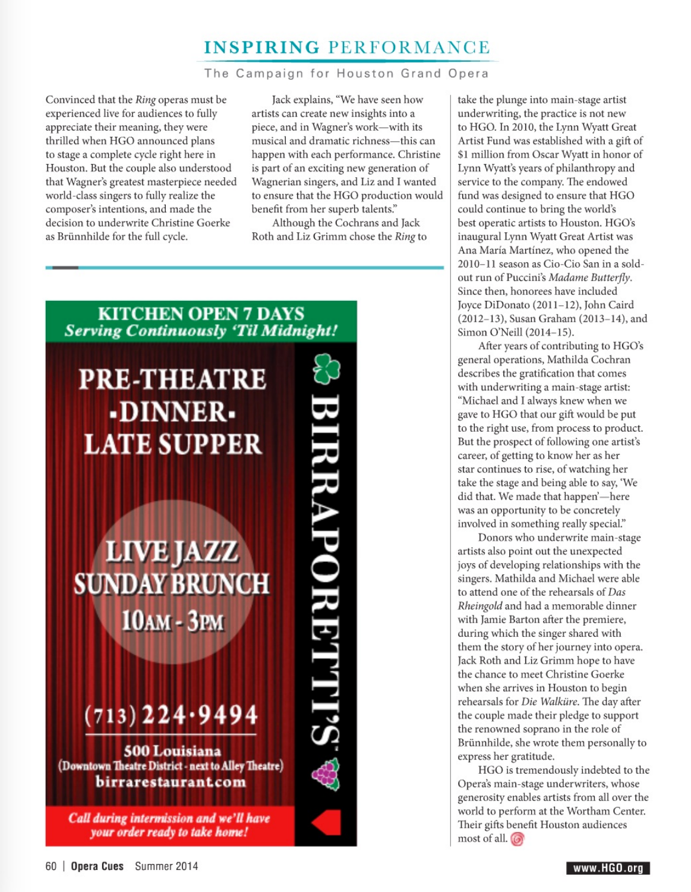Convinced that the *Ring* operas must be experienced live for audiences to fully appreciate their meaning, they were thrilled when HGO announced plans to stage a complete cycle right here in Houston. But the couple also understood that Wagner's greatest masterpiece needed world-class singers to fully realize the composer's intentions, and made the decision to underwrite Christine Goerke as Brünnhilde for the full cycle.

Jack explains, "We have seen how artists can create new insights into a piece, and in Wagner's work—with its musical and dramatic richness—this can happen with each performance. Christine is part of an exciting new generation of Wagnerian singers, and Liz and I wanted to ensure that the HGO production would benefit from her superb talents."

Although the Cochrans and Jack Roth and Liz Grimm chose the *Ring* to take the plunge into main-stage artist underwriting, the practice is not new to HGO. In 2010, the Lynn Wyatt Great Artist Fund was established with a gift of $1 million from Oscar Wyatt in honor of Lynn Wyatt's years of philanthropy and service to the company. The endowed fund was designed to ensure that HGO could continue to bring the world's best operatic artists to Houston. HGO's inaugural Lynn Wyatt Great Artist was Ana María Martínez, who opened the 2010–11 season as Cio-Cio San in a sold-out run of Puccini's *Madame Butterfly*. Since then, honorees have included Joyce DiDonato (2011–12), John Caird (2012–13), Susan Graham (2013–14), and Simon O'Neill (2014–15).

After years of contributing to HGO's general operations, Mathilda Cochran describes the gratification that comes with underwriting a main-stage artist: "Michael and I always knew when we gave to HGO that our gift would be put to the right use, from process to product. But the prospect of following one artist's career, of getting to know her as her star continues to rise, of watching her take the stage and being able to say, 'We did that. We made that happen'—here was an opportunity to be concretely involved in something really special."

Donors who underwrite main-stage artists also point out the unexpected joys of developing relationships with the singers. Mathilda and Michael were able to attend one of the rehearsals of *Das Rheingold* and had a memorable dinner with Jamie Barton after the premiere, during which the singer shared with them the story of her journey into opera. Jack Roth and Liz Grimm hope to have the chance to meet Christine Goerke when she arrives in Houston to begin rehearsals for *Die Walküre*. The day after the couple made their pledge to support the renowned soprano in the role of Brünnhilde, she wrote them personally to express her gratitude.

HGO is tremendously indebted to the Opera's main-stage underwriters, whose generosity enables artists from all over the world to perform at the Wortham Center. Their gifts benefit Houston audiences most of all.

**KITCHEN OPEN 7 DAYS**
***Serving Continuously 'Til Midnight!***

**PRE-THEATRE**
**•DINNER•**
**LATE SUPPER**

**LIVE JAZZ**
**SUNDAY BRUNCH**
**10AM - 3PM**

**BIRRAPORETTI'S**

**(713) 224·9494**

**500 Louisiana**
(Downtown Theatre District - next to Alley Theatre)
**birrarestaurant.com**

***Call during intermission and we'll have your order ready to take home!***